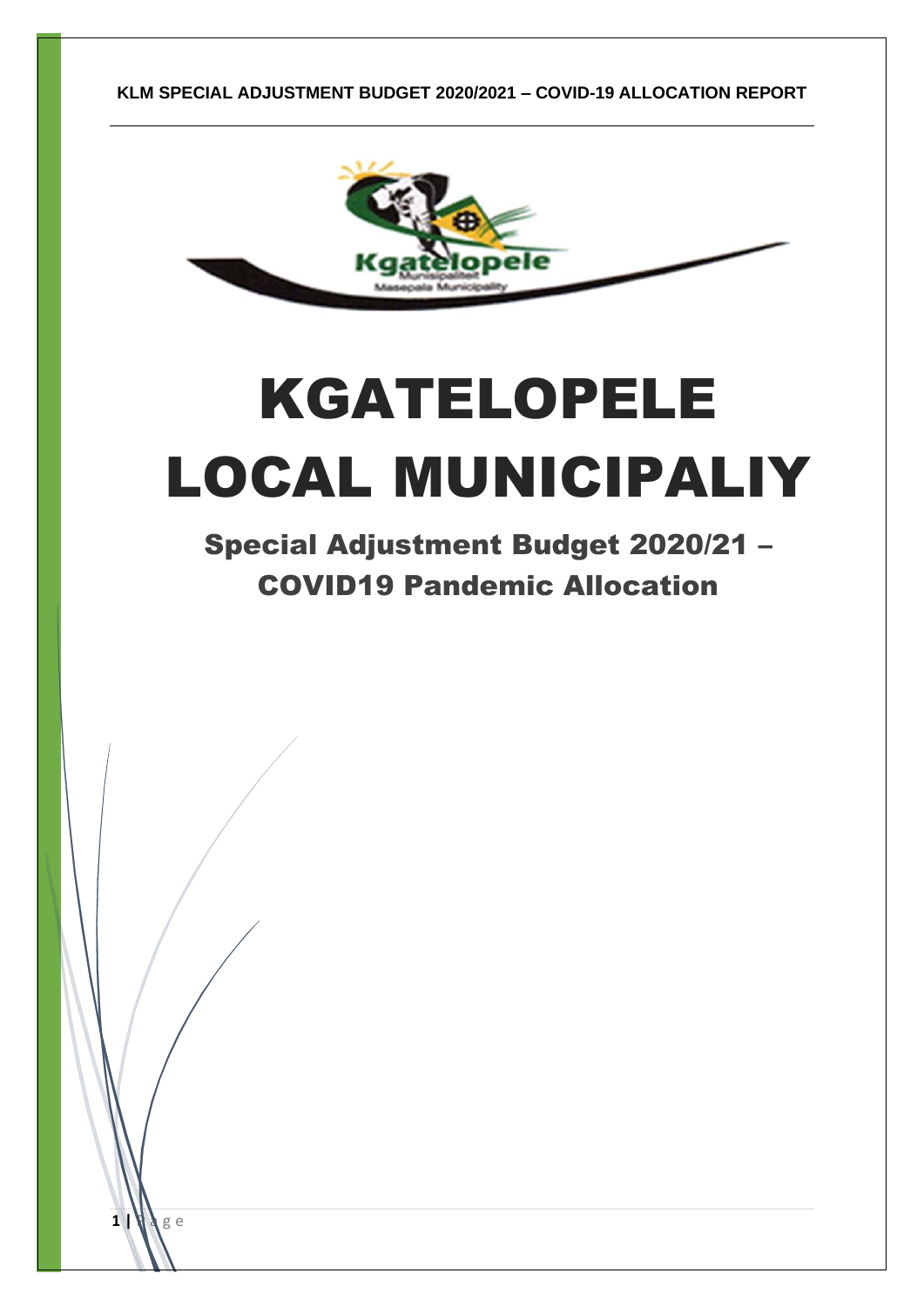# KGATELOPELE LOCAL MUNICIPALIY

## Special Adjustment Budget 2020/21 – COVID19 Pandemic Allocation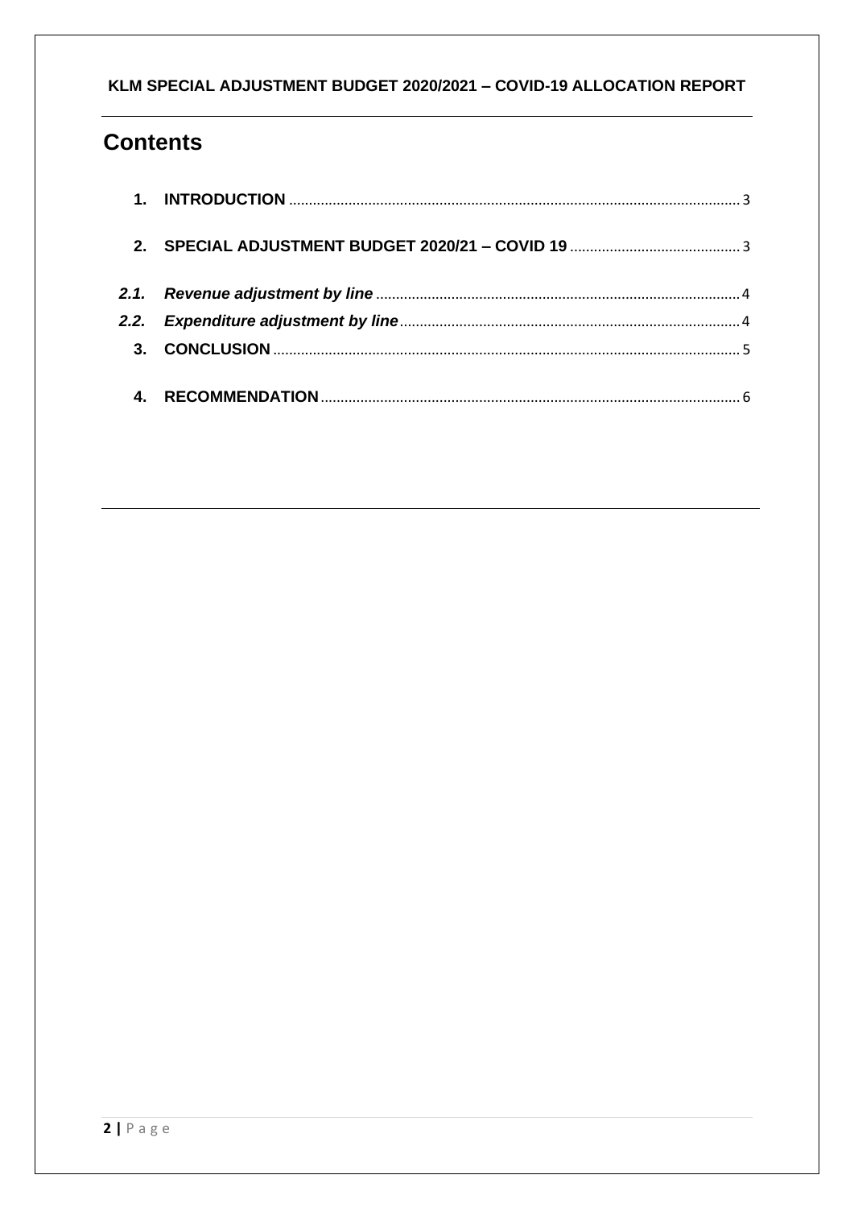# Contents

1. **INTRODUCTION** .................................................................................................................. 3

2. **SPECIAL ADJUSTMENT BUDGET 2020/21 – COVID 19** ........................................... 3

***2.1. Revenue adjustment by line*** ........................................................................................... 4

***2.2. Expenditure adjustment by line*** ..................................................................................... 4

3. **CONCLUSION** ..................................................................................................................... 5

4. **RECOMMENDATION** ......................................................................................................... 6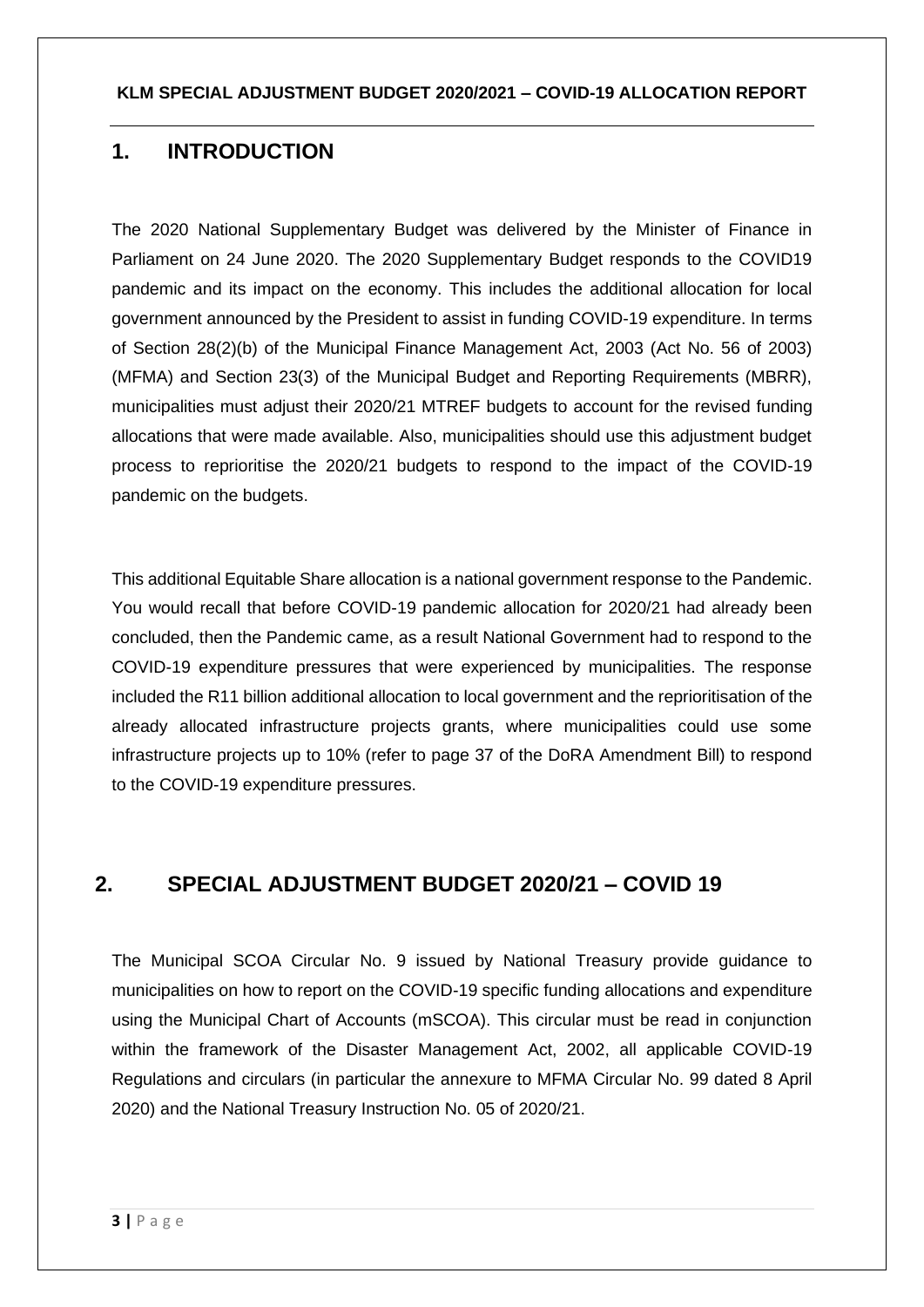**KLM SPECIAL ADJUSTMENT BUDGET 2020/2021 – COVID-19 ALLOCATION REPORT**

# 1. INTRODUCTION

The 2020 National Supplementary Budget was delivered by the Minister of Finance in Parliament on 24 June 2020. The 2020 Supplementary Budget responds to the COVID19 pandemic and its impact on the economy. This includes the additional allocation for local government announced by the President to assist in funding COVID-19 expenditure. In terms of Section 28(2)(b) of the Municipal Finance Management Act, 2003 (Act No. 56 of 2003) (MFMA) and Section 23(3) of the Municipal Budget and Reporting Requirements (MBRR), municipalities must adjust their 2020/21 MTREF budgets to account for the revised funding allocations that were made available. Also, municipalities should use this adjustment budget process to reprioritise the 2020/21 budgets to respond to the impact of the COVID-19 pandemic on the budgets.

This additional Equitable Share allocation is a national government response to the Pandemic. You would recall that before COVID-19 pandemic allocation for 2020/21 had already been concluded, then the Pandemic came, as a result National Government had to respond to the COVID-19 expenditure pressures that were experienced by municipalities. The response included the R11 billion additional allocation to local government and the reprioritisation of the already allocated infrastructure projects grants, where municipalities could use some infrastructure projects up to 10% (refer to page 37 of the DoRA Amendment Bill) to respond to the COVID-19 expenditure pressures.

# 2. SPECIAL ADJUSTMENT BUDGET 2020/21 – COVID 19

The Municipal SCOA Circular No. 9 issued by National Treasury provide guidance to municipalities on how to report on the COVID-19 specific funding allocations and expenditure using the Municipal Chart of Accounts (mSCOA). This circular must be read in conjunction within the framework of the Disaster Management Act, 2002, all applicable COVID-19 Regulations and circulars (in particular the annexure to MFMA Circular No. 99 dated 8 April 2020) and the National Treasury Instruction No. 05 of 2020/21.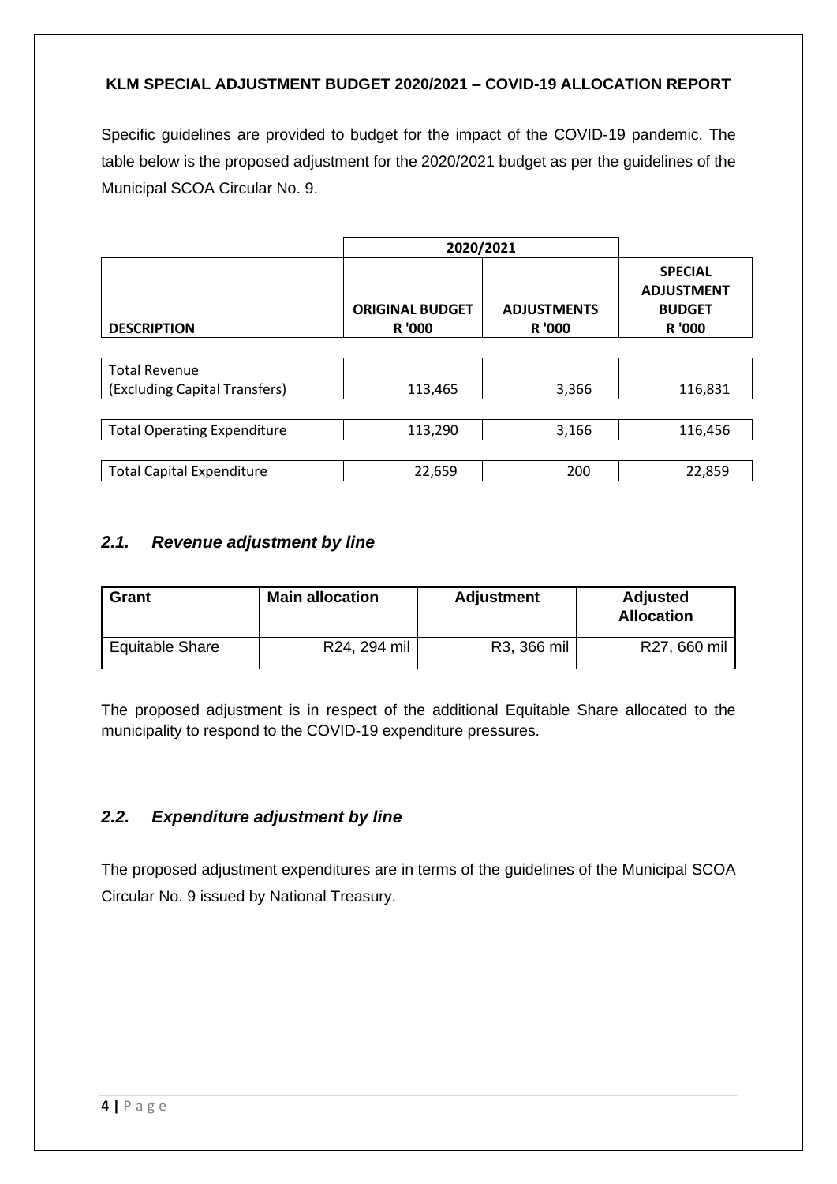**KLM SPECIAL ADJUSTMENT BUDGET 2020/2021 – COVID-19 ALLOCATION REPORT**

Specific guidelines are provided to budget for the impact of the COVID-19 pandemic. The table below is the proposed adjustment for the 2020/2021 budget as per the guidelines of the Municipal SCOA Circular No. 9.

| | 2020/2021 | | |
|---|---|---|---|
| **DESCRIPTION** | **ORIGINAL BUDGET R '000** | **ADJUSTMENTS R '000** | **SPECIAL ADJUSTMENT BUDGET R '000** |
| Total Revenue (Excluding Capital Transfers) | 113,465 | 3,366 | 116,831 |
| Total Operating Expenditure | 113,290 | 3,166 | 116,456 |
| Total Capital Expenditure | 22,659 | 200 | 22,859 |

## *2.1. Revenue adjustment by line*

| Grant | Main allocation | Adjustment | Adjusted Allocation |
|---|---|---|---|
| Equitable Share | R24, 294 mil | R3, 366 mil | R27, 660 mil |

The proposed adjustment is in respect of the additional Equitable Share allocated to the municipality to respond to the COVID-19 expenditure pressures.

## *2.2. Expenditure adjustment by line*

The proposed adjustment expenditures are in terms of the guidelines of the Municipal SCOA Circular No. 9 issued by National Treasury.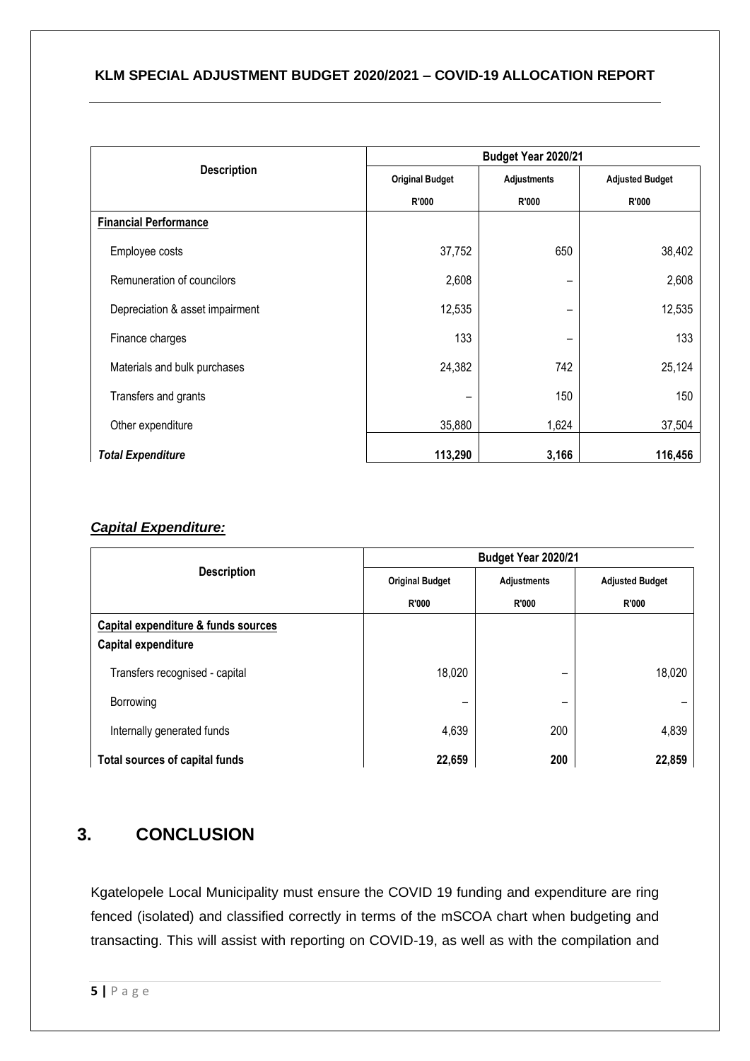**KLM SPECIAL ADJUSTMENT BUDGET 2020/2021 – COVID-19 ALLOCATION REPORT**

| Description | Budget Year 2020/21 | | |
|---|---|---|---|
| | Original Budget R'000 | Adjustments R'000 | Adjusted Budget R'000 |
| **Financial Performance** | | | |
| Employee costs | 37,752 | 650 | 38,402 |
| Remuneration of councilors | 2,608 | – | 2,608 |
| Depreciation & asset impairment | 12,535 | – | 12,535 |
| Finance charges | 133 | – | 133 |
| Materials and bulk purchases | 24,382 | 742 | 25,124 |
| Transfers and grants | – | 150 | 150 |
| Other expenditure | 35,880 | 1,624 | 37,504 |
| ***Total Expenditure*** | **113,290** | **3,166** | **116,456** |

***Capital Expenditure:***

| Description | Budget Year 2020/21 | | |
|---|---|---|---|
| | Original Budget R'000 | Adjustments R'000 | Adjusted Budget R'000 |
| **Capital expenditure & funds sources** | | | |
| **Capital expenditure** | | | |
| Transfers recognised - capital | 18,020 | – | 18,020 |
| Borrowing | – | – | – |
| Internally generated funds | 4,639 | 200 | 4,839 |
| **Total sources of capital funds** | **22,659** | **200** | **22,859** |

## 3. CONCLUSION

Kgatelopele Local Municipality must ensure the COVID 19 funding and expenditure are ring fenced (isolated) and classified correctly in terms of the mSCOA chart when budgeting and transacting. This will assist with reporting on COVID-19, as well as with the compilation and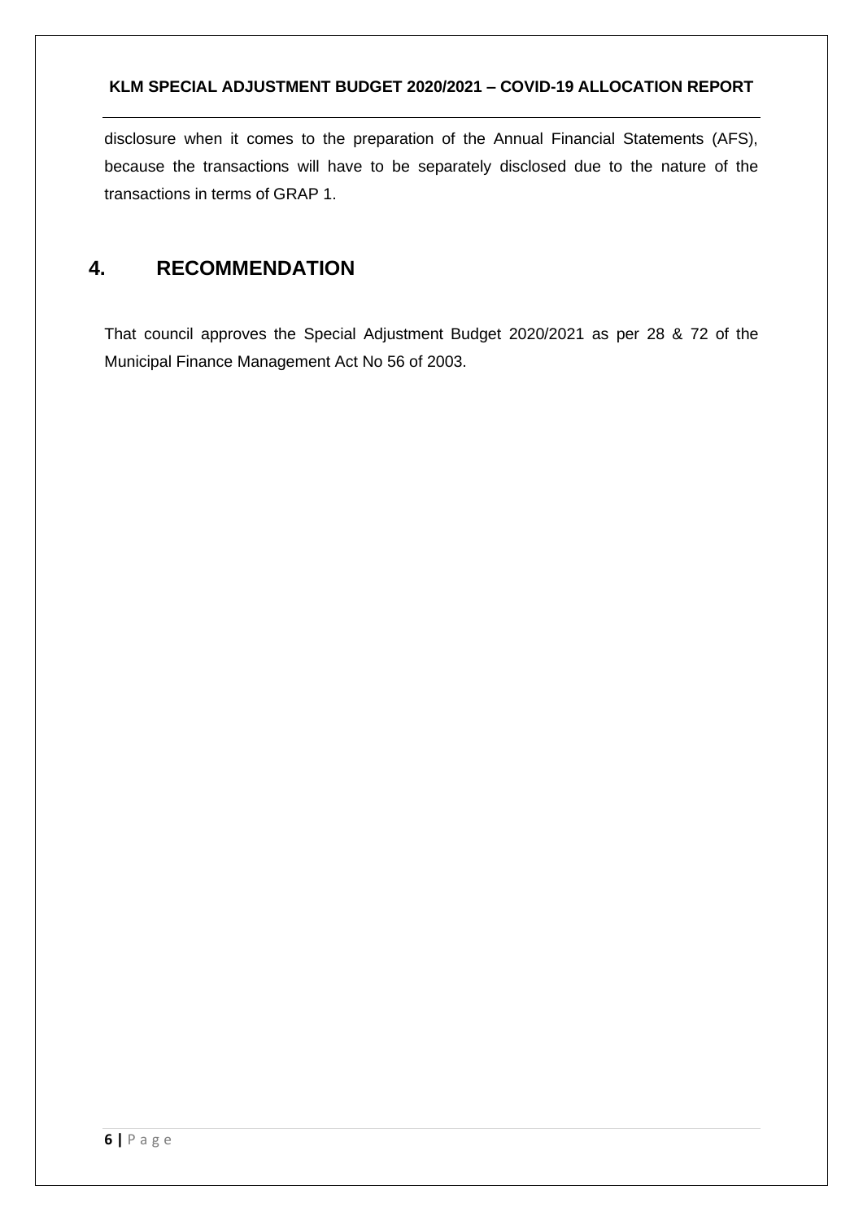disclosure when it comes to the preparation of the Annual Financial Statements (AFS), because the transactions will have to be separately disclosed due to the nature of the transactions in terms of GRAP 1.

## 4. RECOMMENDATION

That council approves the Special Adjustment Budget 2020/2021 as per 28 & 72 of the Municipal Finance Management Act No 56 of 2003.